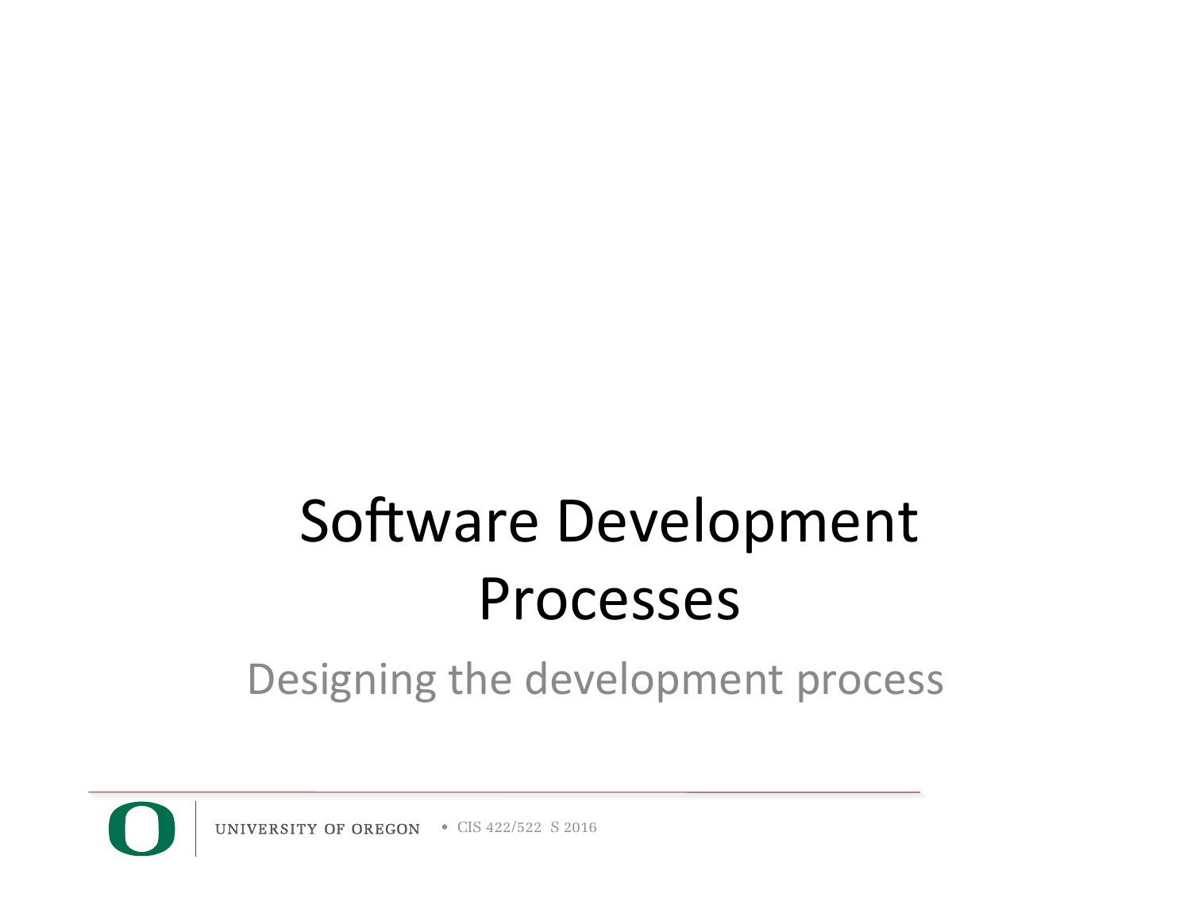# Software Development Processes

## Designing the development process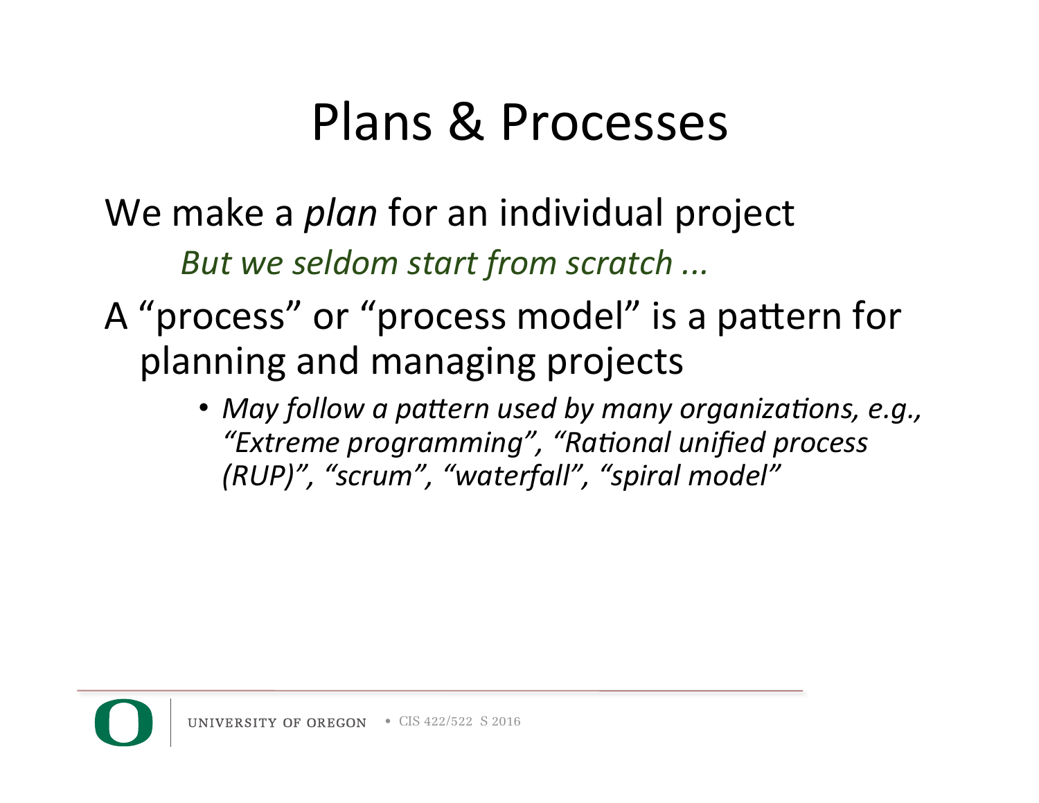# Plans & Processes

We make a *plan* for an individual project

*But we seldom start from scratch ...*

A “process” or “process model” is a pattern for planning and managing projects

- *May follow a pattern used by many organizations, e.g., “Extreme programming”, “Rational unified process (RUP)”, “scrum”, “waterfall”, “spiral model”*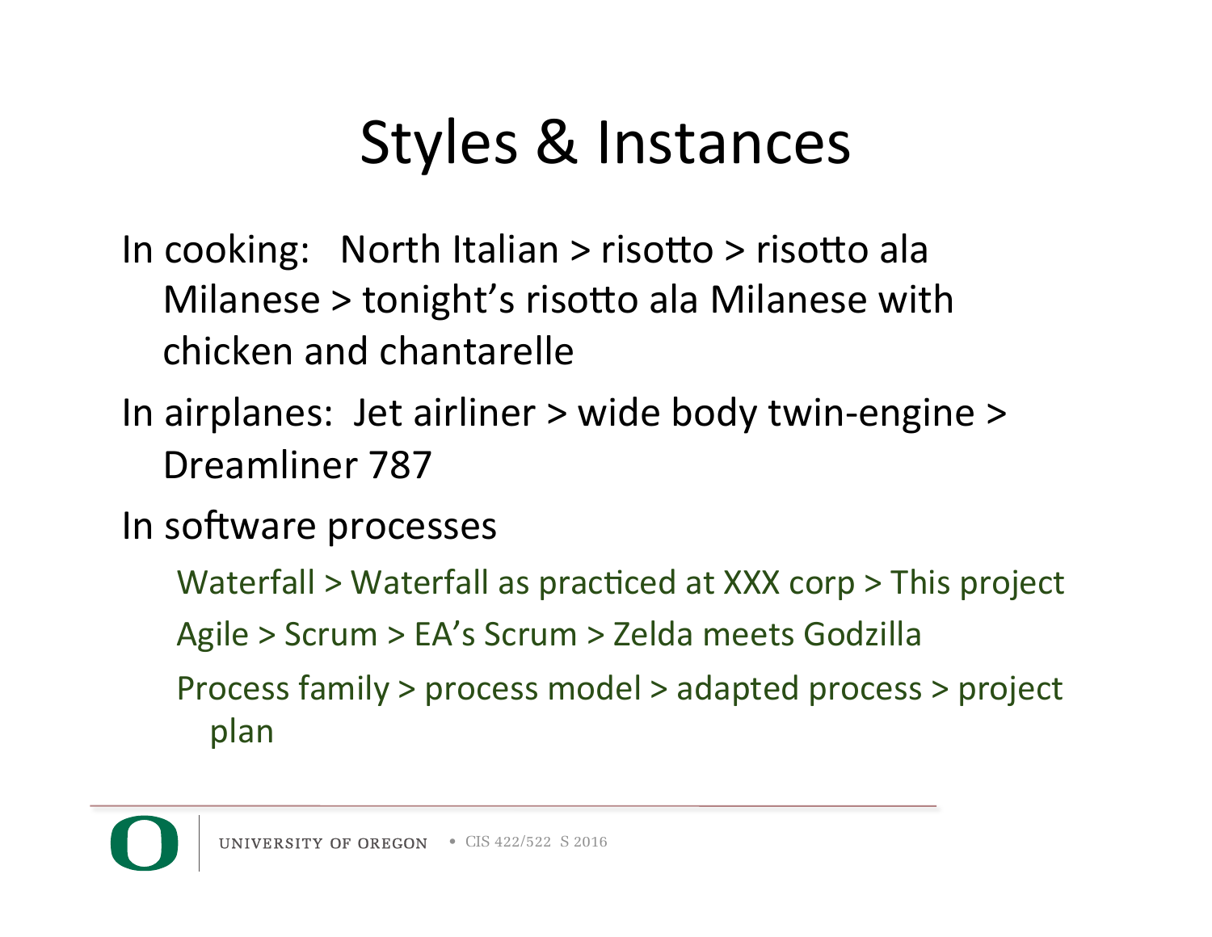# Styles & Instances

- In cooking: North Italian > risotto > risotto ala Milanese > tonight's risotto ala Milanese with chicken and chantarelle
- In airplanes: Jet airliner > wide body twin-engine > Dreamliner 787
- In software processes
  - Waterfall > Waterfall as practiced at XXX corp > This project
  - Agile > Scrum > EA's Scrum > Zelda meets Godzilla
  - Process family > process model > adapted process > project plan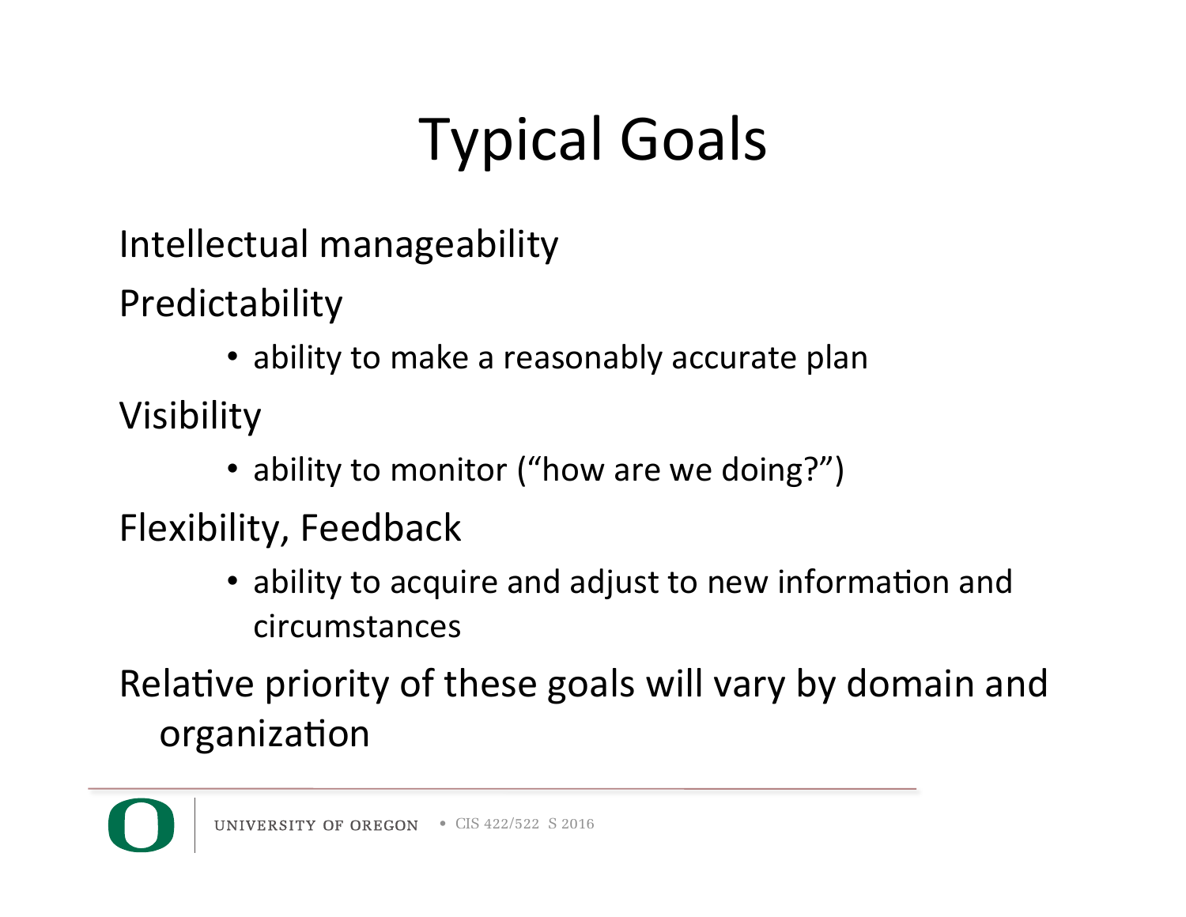# Typical Goals

Intellectual manageability

Predictability

- ability to make a reasonably accurate plan

Visibility

- ability to monitor ("how are we doing?")

Flexibility, Feedback

- ability to acquire and adjust to new information and circumstances

Relative priority of these goals will vary by domain and organization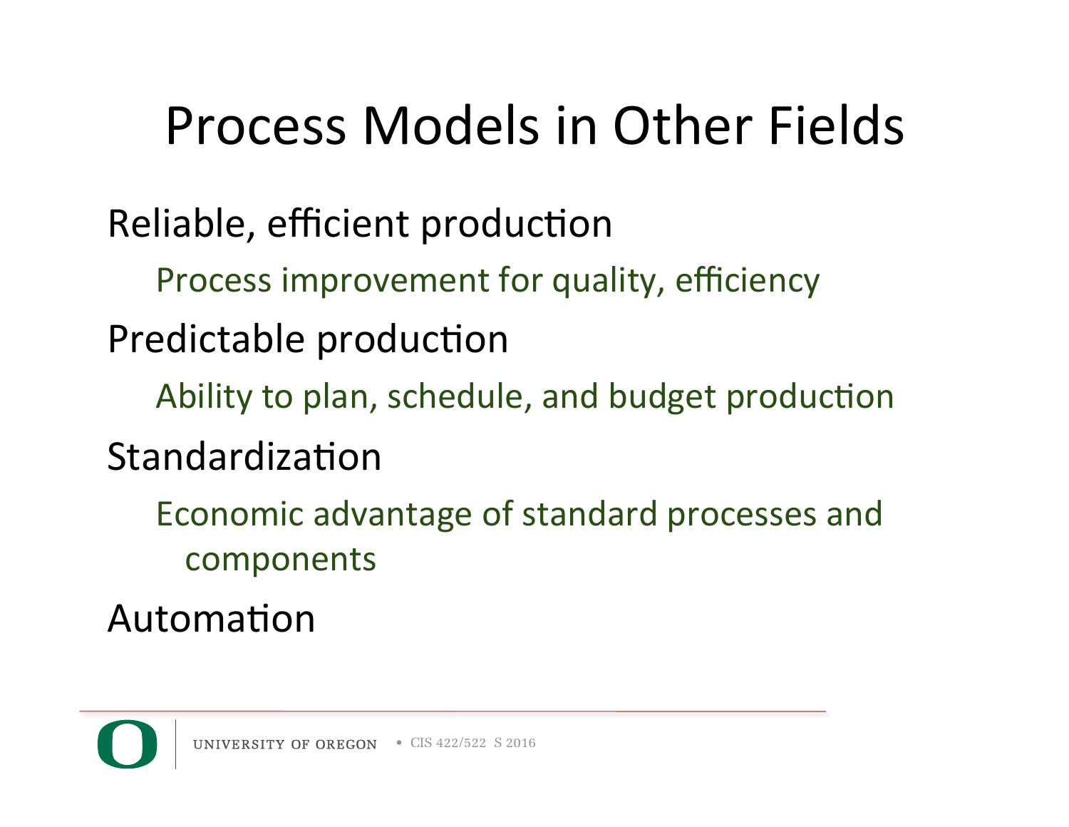# Process Models in Other Fields

- Reliable, efficient production
  - Process improvement for quality, efficiency
- Predictable production
  - Ability to plan, schedule, and budget production
- Standardization
  - Economic advantage of standard processes and components
- Automation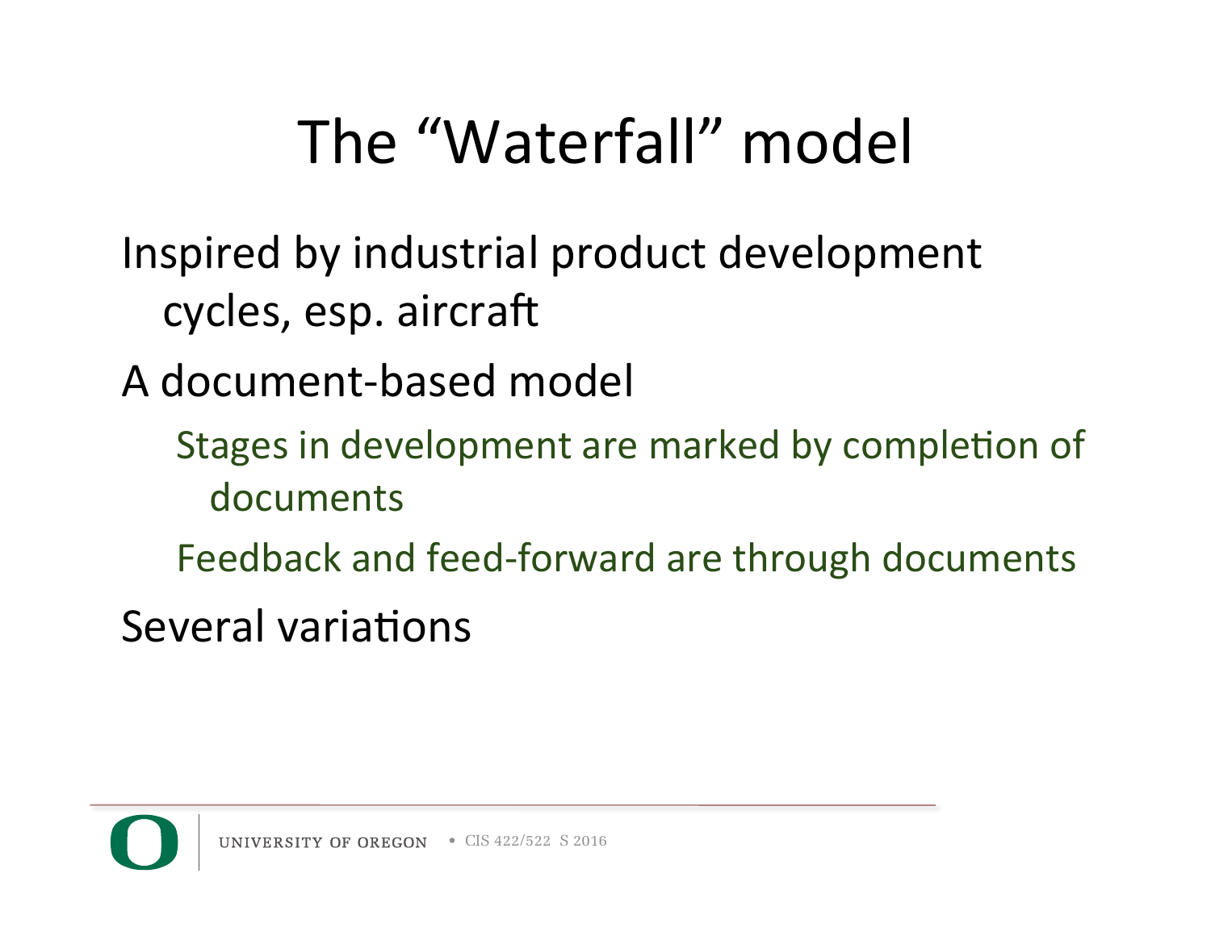# The "Waterfall" model

- Inspired by industrial product development cycles, esp. aircraft
- A document-based model
  - Stages in development are marked by completion of documents
  - Feedback and feed-forward are through documents
- Several variations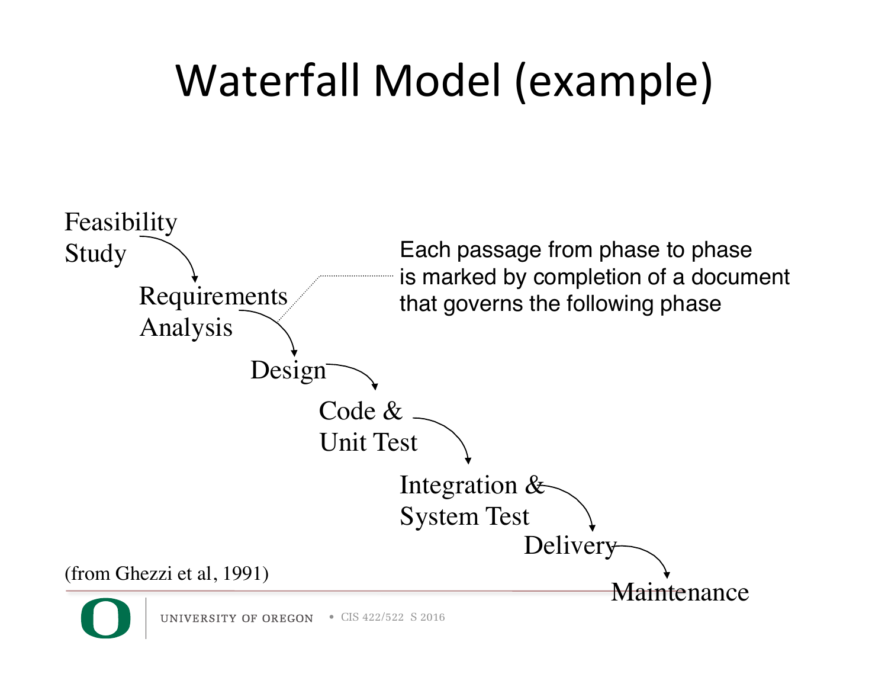# Waterfall Model (example)

Feasibility Study → Requirements Analysis → Design → Code & Unit Test → Integration & System Test → Delivery → Maintenance

Each passage from phase to phase is marked by completion of a document that governs the following phase

(from Ghezzi et al, 1991)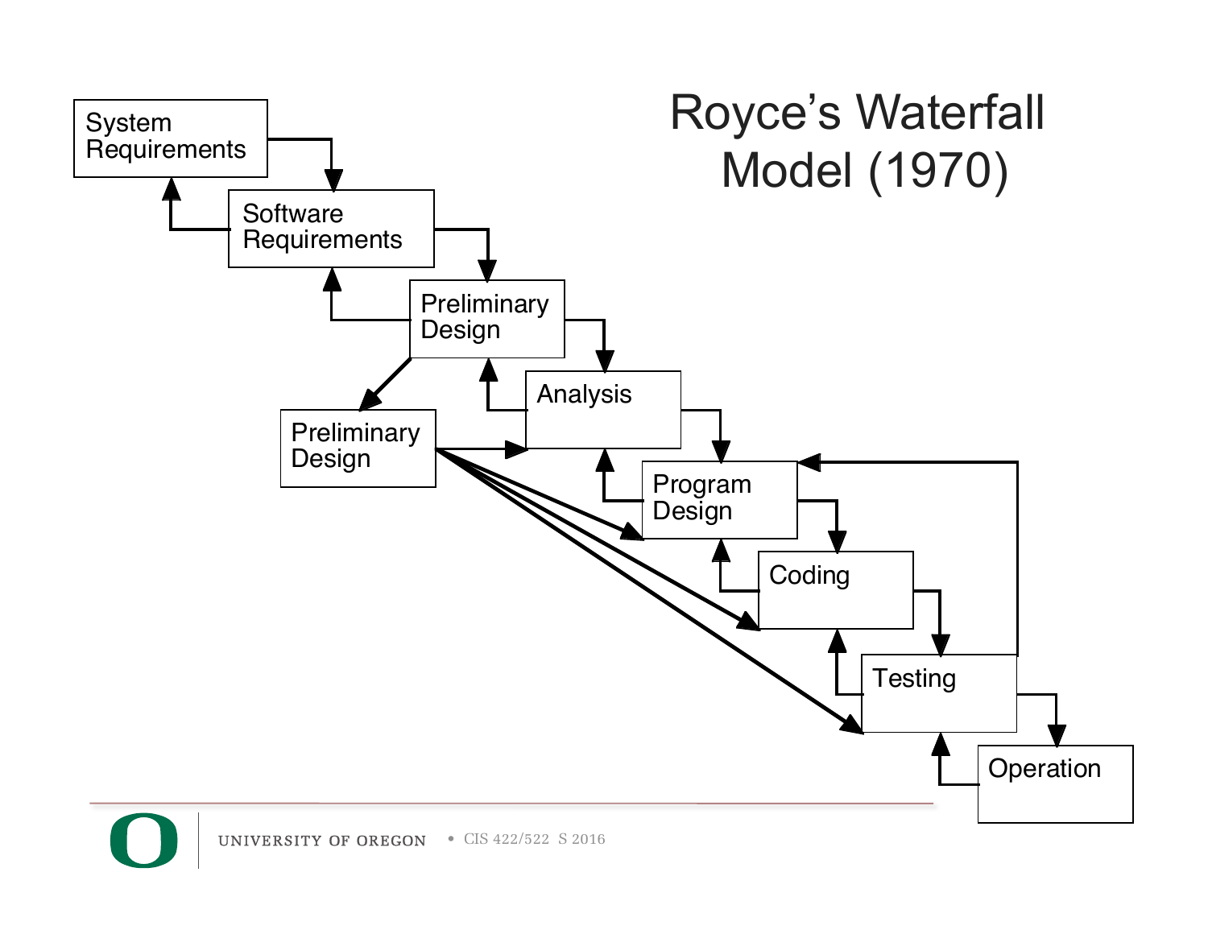# Royce's Waterfall Model (1970)

System Requirements

Software Requirements

Preliminary Design

Analysis

Preliminary Design

Program Design

Coding

Testing

Operation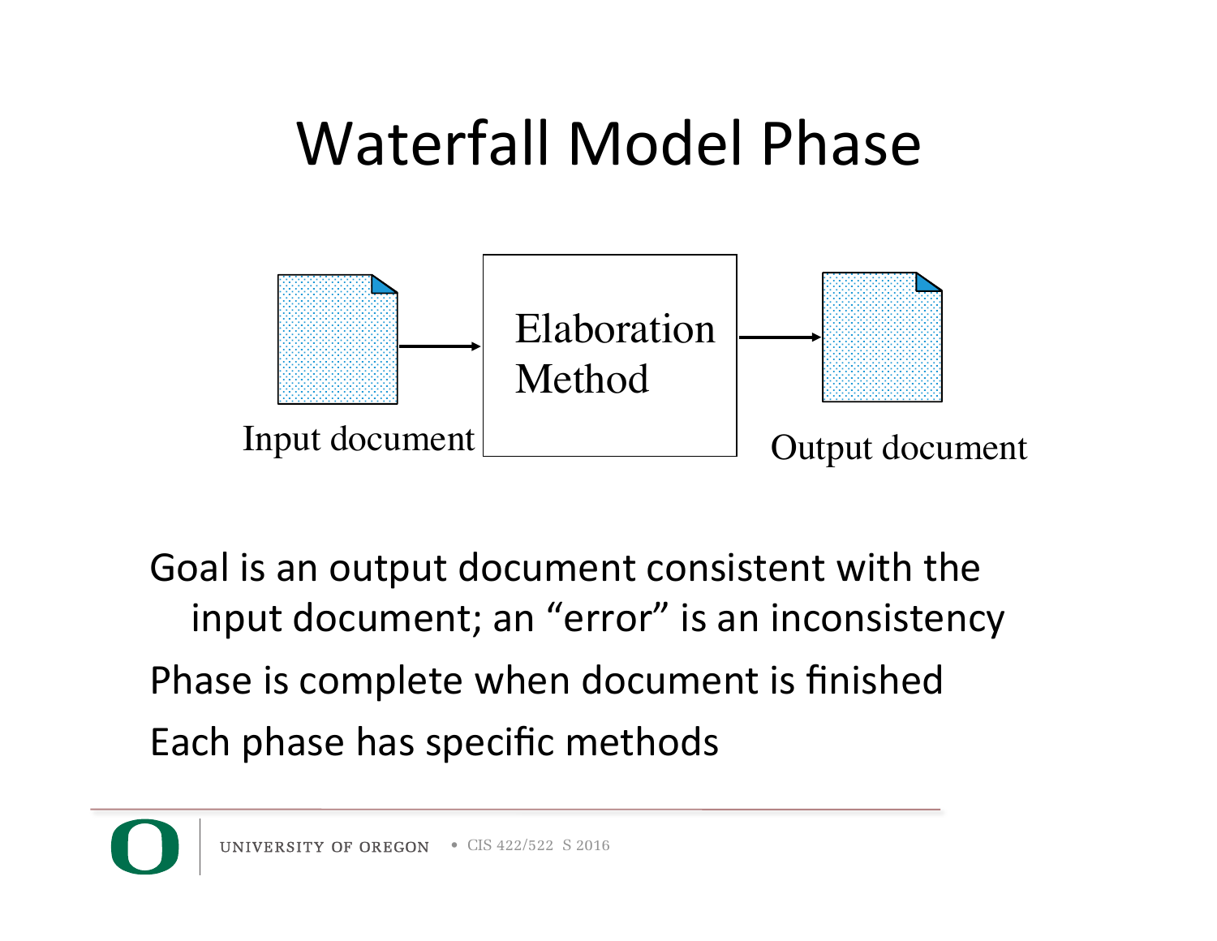# Waterfall Model Phase

Input document → Elaboration Method → Output document

Goal is an output document consistent with the input document; an "error" is an inconsistency

Phase is complete when document is finished

Each phase has specific methods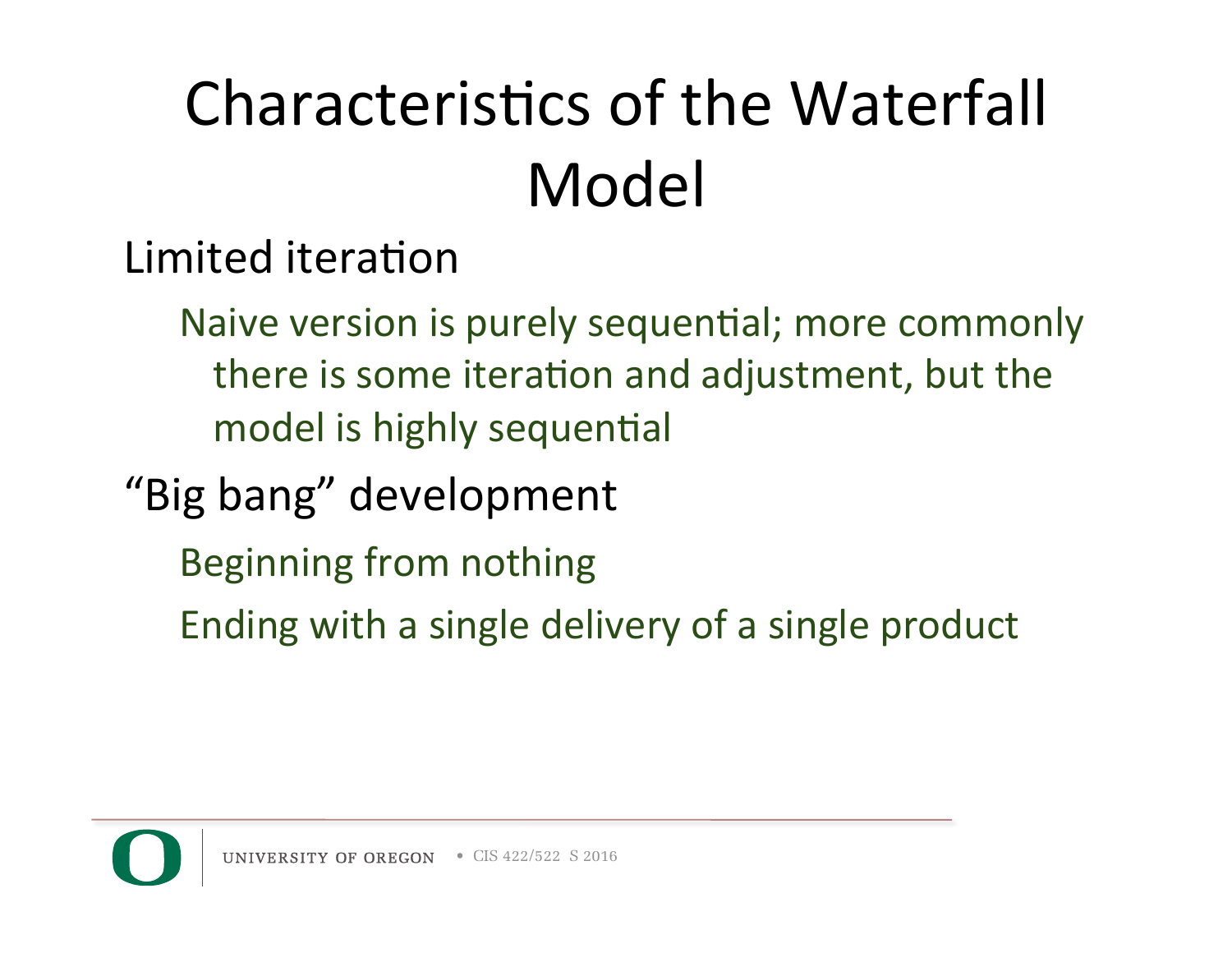# Characteristics of the Waterfall Model

- Limited iteration
  - Naive version is purely sequential; more commonly there is some iteration and adjustment, but the model is highly sequential
- "Big bang" development
  - Beginning from nothing
  - Ending with a single delivery of a single product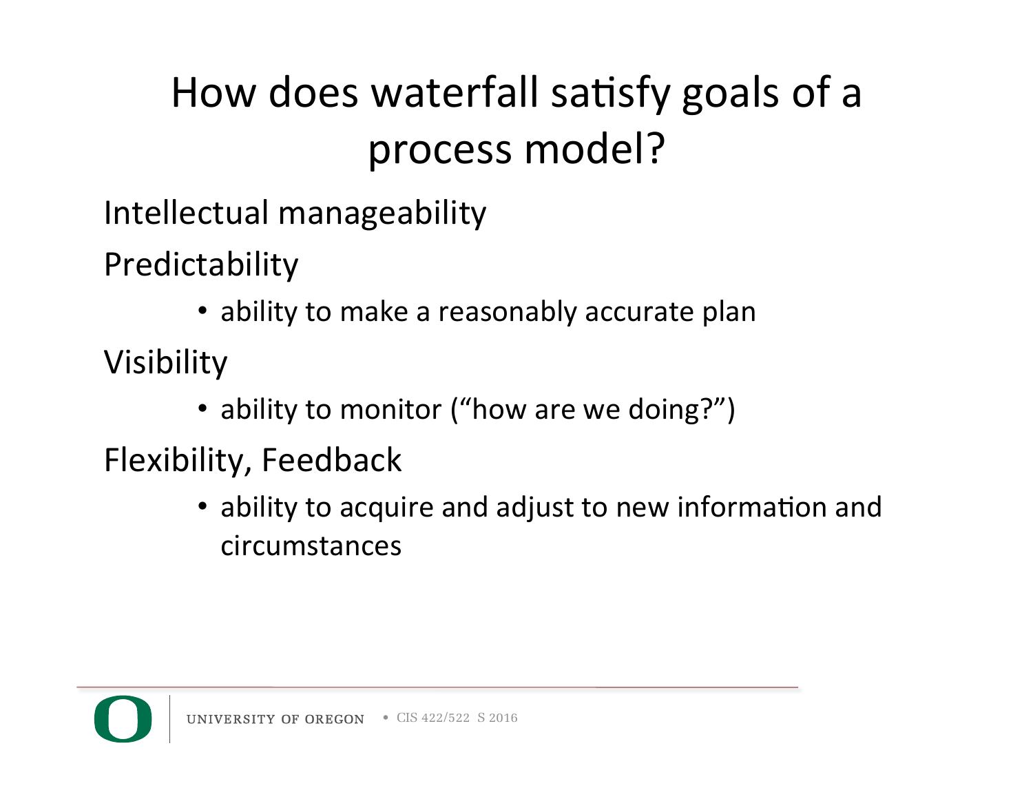# How does waterfall satisfy goals of a process model?

Intellectual manageability

Predictability

- ability to make a reasonably accurate plan

Visibility

- ability to monitor ("how are we doing?")

Flexibility, Feedback

- ability to acquire and adjust to new information and circumstances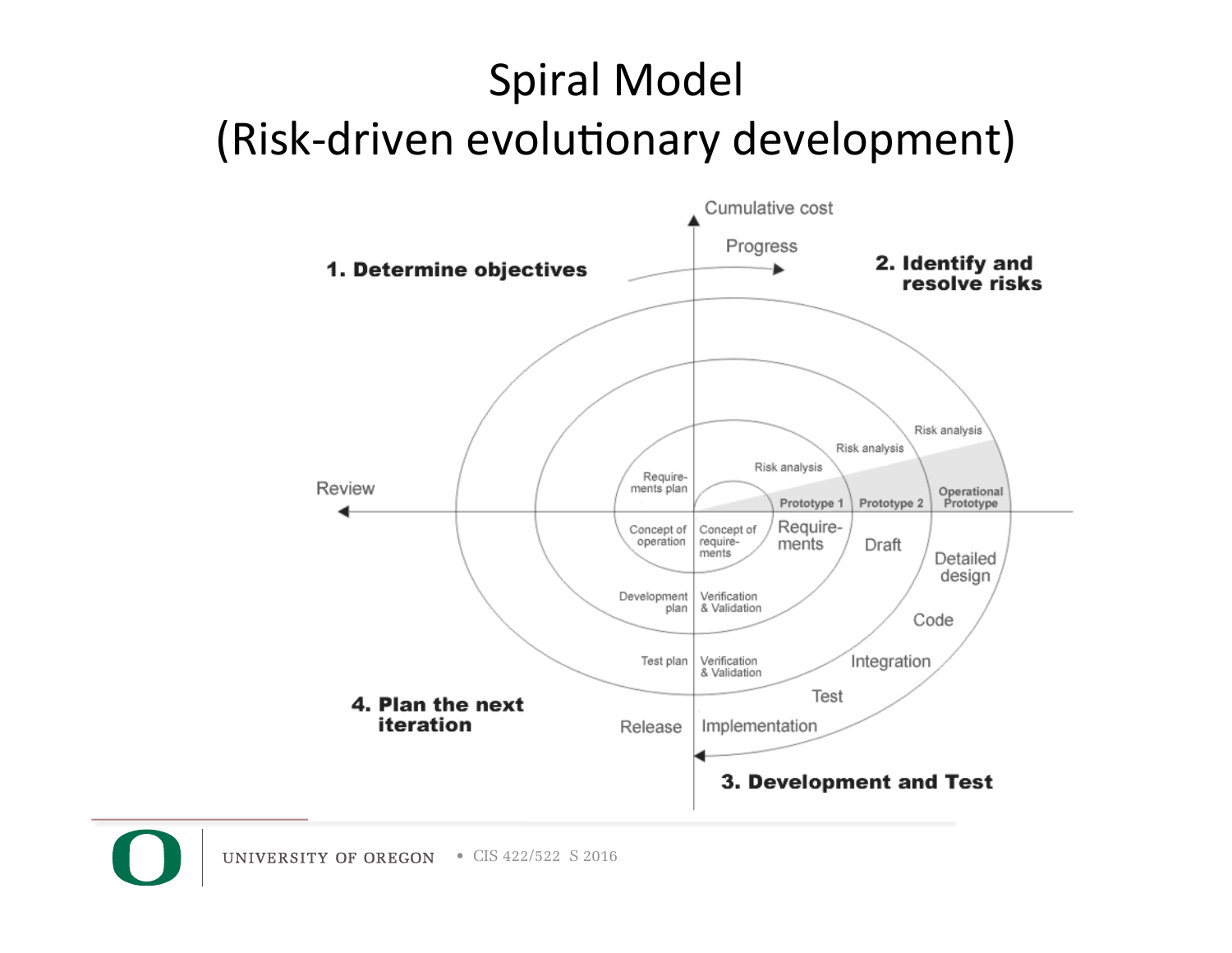# Spiral Model
# (Risk-driven evolutionary development)

Cumulative cost

Progress

**1. Determine objectives**

**2. Identify and resolve risks**

Review

Requirements plan

Concept of operation

Concept of requirements

Risk analysis

Risk analysis

Risk analysis

**Prototype 1**

**Prototype 2**

**Operational Prototype**

Requirements

Draft

Detailed design

Code

Integration

Test

Development plan

Verification & Validation

Test plan

Verification & Validation

Release

Implementation

**4. Plan the next iteration**

**3. Development and Test**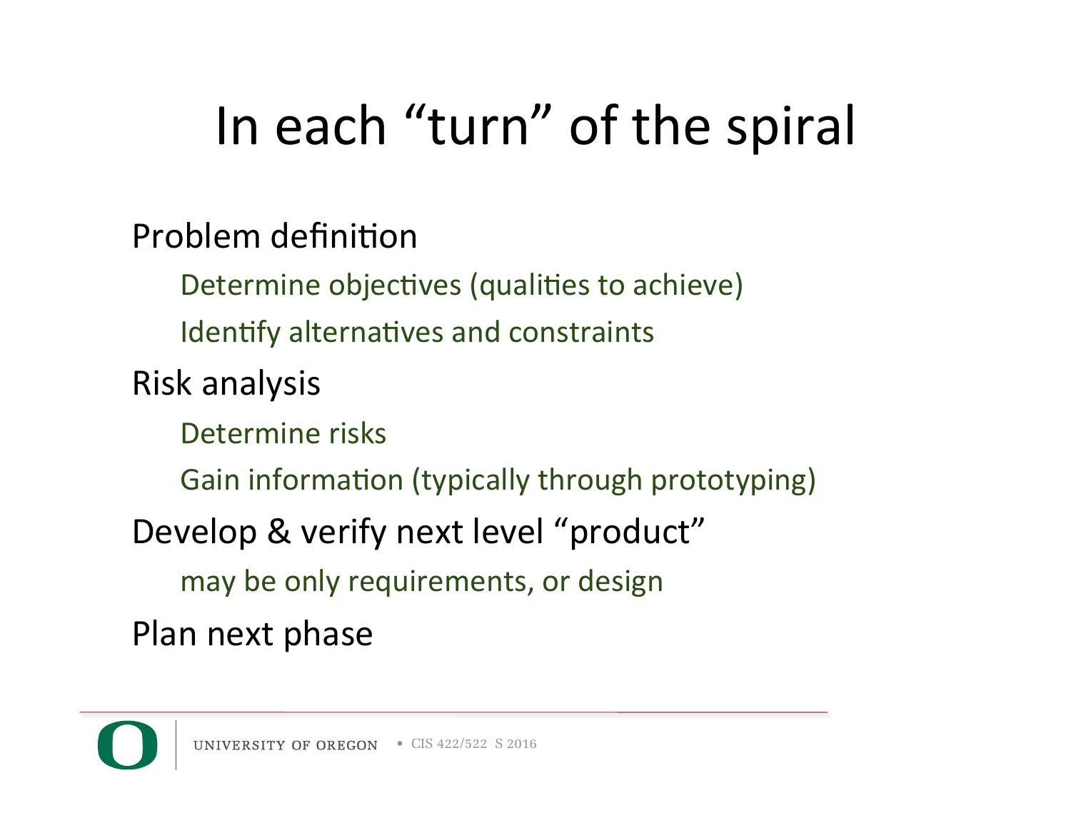# In each "turn" of the spiral

- Problem definition
  - Determine objectives (qualities to achieve)
  - Identify alternatives and constraints
- Risk analysis
  - Determine risks
  - Gain information (typically through prototyping)
- Develop & verify next level "product"
  - may be only requirements, or design
- Plan next phase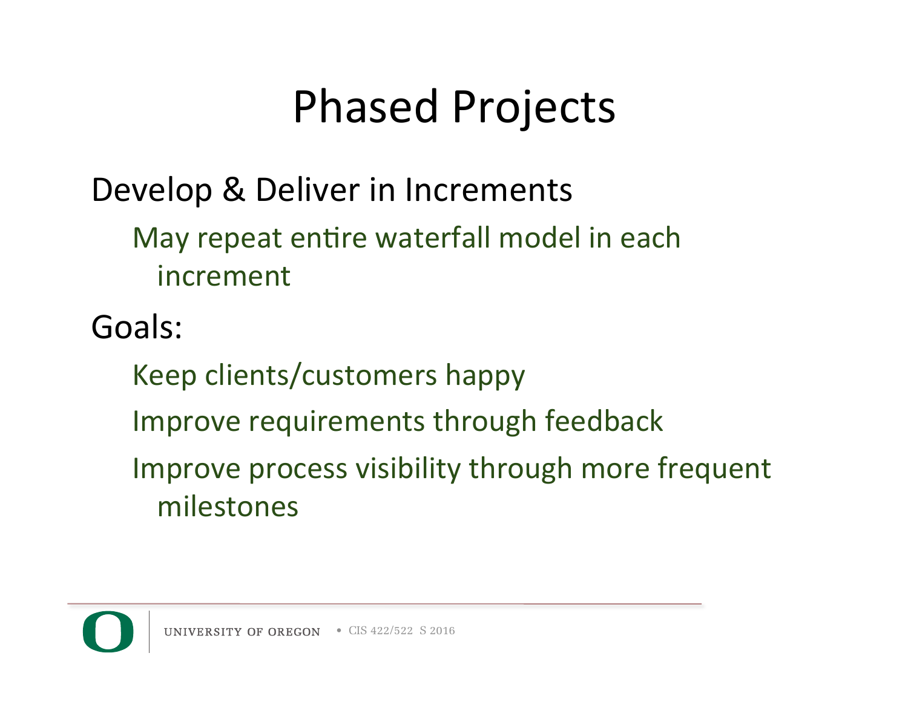# Phased Projects

Develop & Deliver in Increments

- May repeat entire waterfall model in each increment

Goals:

- Keep clients/customers happy
- Improve requirements through feedback
- Improve process visibility through more frequent milestones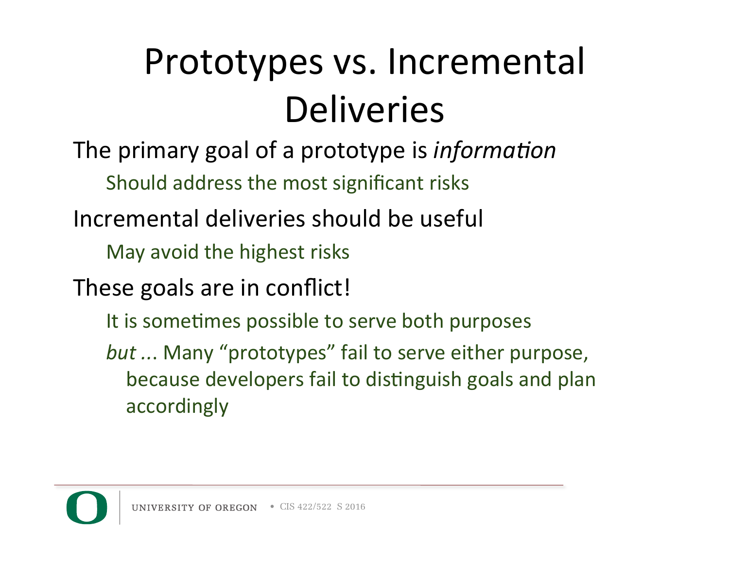# Prototypes vs. Incremental Deliveries

The primary goal of a prototype is *information*

- Should address the most significant risks

Incremental deliveries should be useful

- May avoid the highest risks

These goals are in conflict!

- It is sometimes possible to serve both purposes
- *but* ... Many "prototypes" fail to serve either purpose, because developers fail to distinguish goals and plan accordingly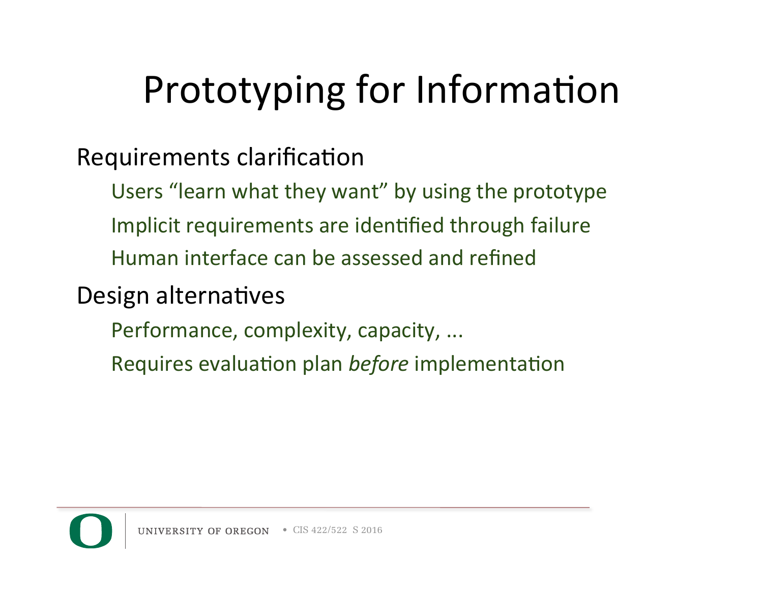# Prototyping for Information

Requirements clarification

- Users "learn what they want" by using the prototype
- Implicit requirements are identified through failure
- Human interface can be assessed and refined

Design alternatives

- Performance, complexity, capacity, ...
- Requires evaluation plan *before* implementation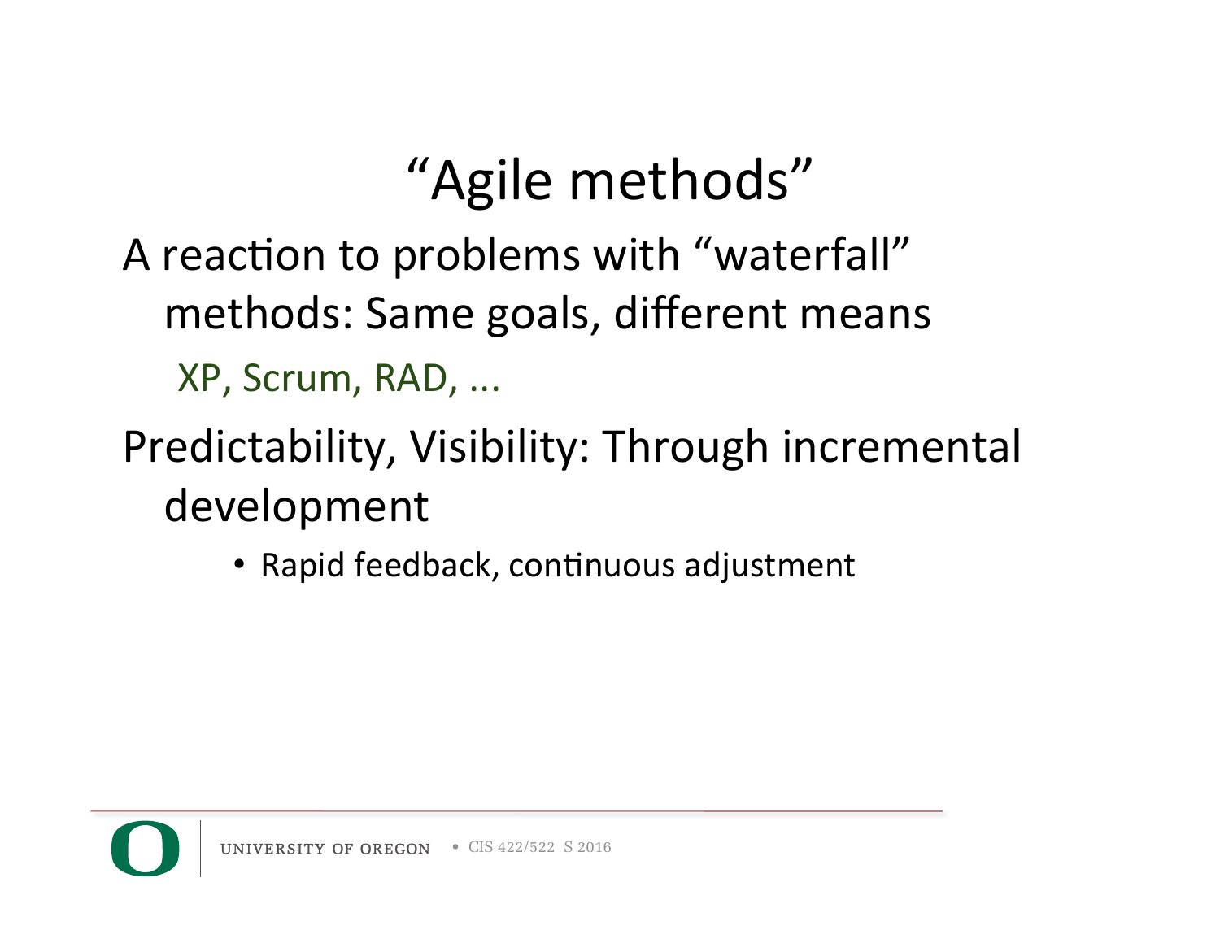# "Agile methods"

A reaction to problems with "waterfall" methods: Same goals, different means

XP, Scrum, RAD, ...

Predictability, Visibility: Through incremental development

- Rapid feedback, continuous adjustment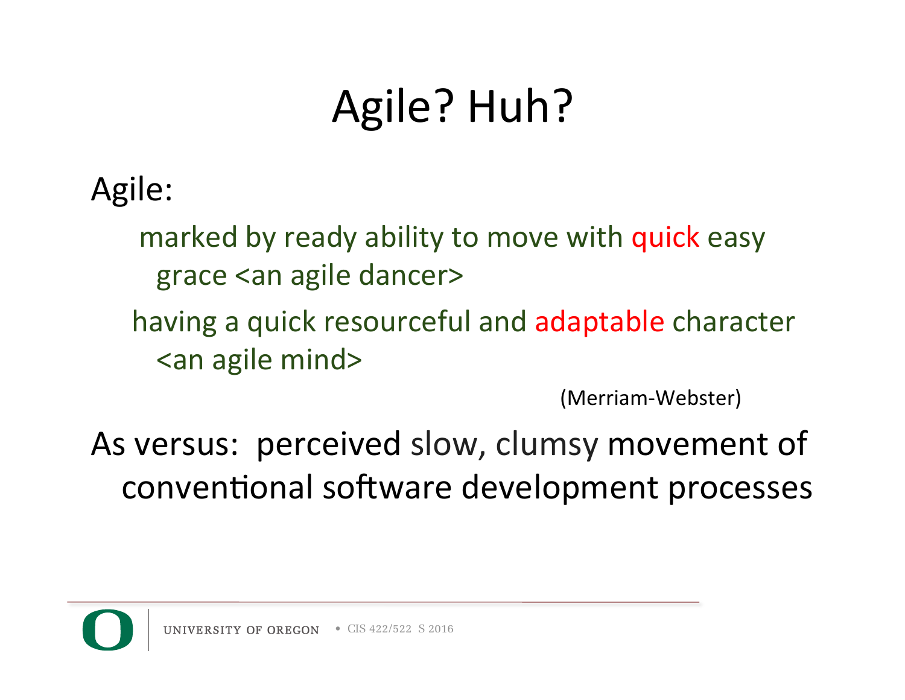# Agile? Huh?

Agile:

- marked by ready ability to move with quick easy grace <an agile dancer>
- having a quick resourceful and adaptable character <an agile mind>

(Merriam-Webster)

As versus: perceived slow, clumsy movement of conventional software development processes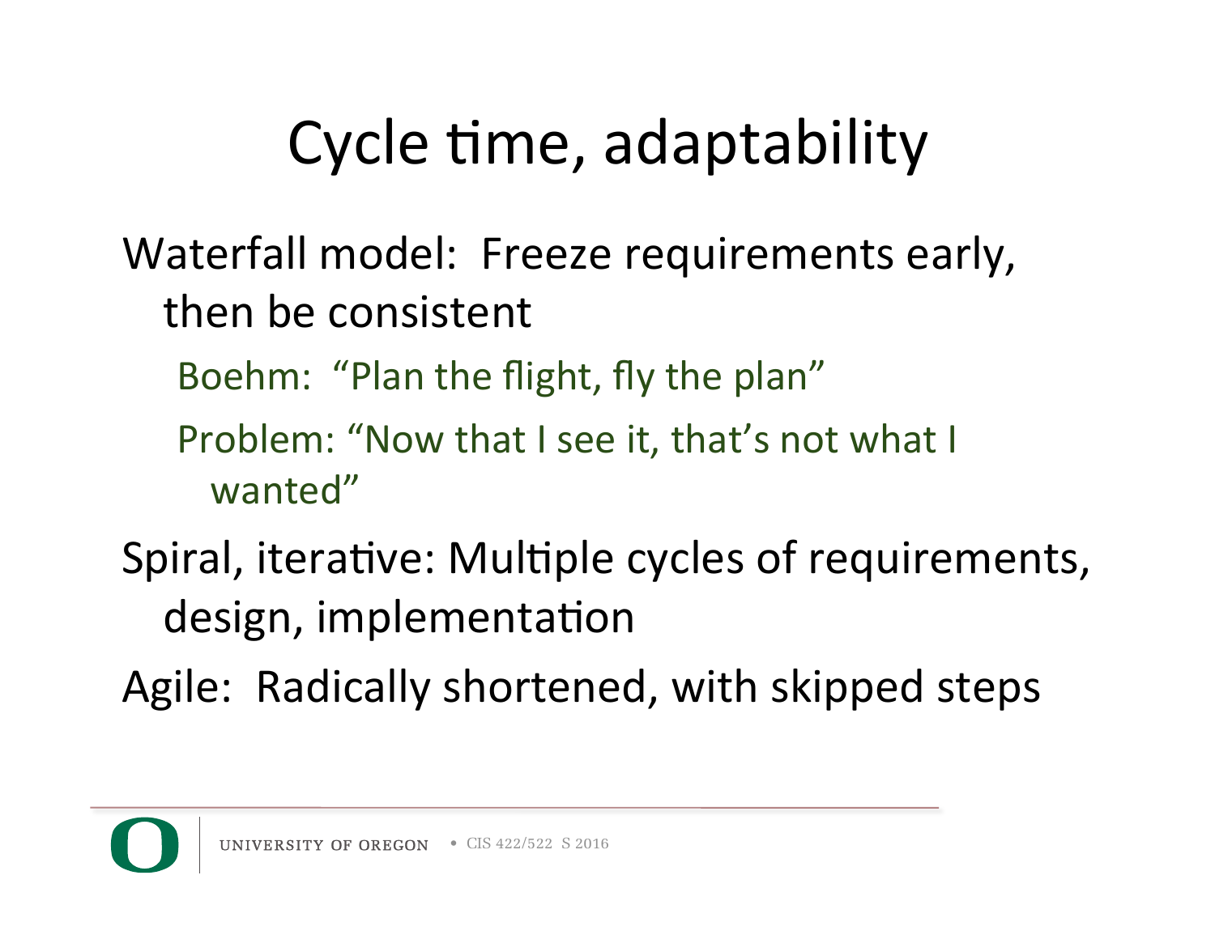# Cycle time, adaptability

- Waterfall model: Freeze requirements early, then be consistent
  - Boehm: "Plan the flight, fly the plan"
  - Problem: "Now that I see it, that's not what I wanted"
- Spiral, iterative: Multiple cycles of requirements, design, implementation
- Agile: Radically shortened, with skipped steps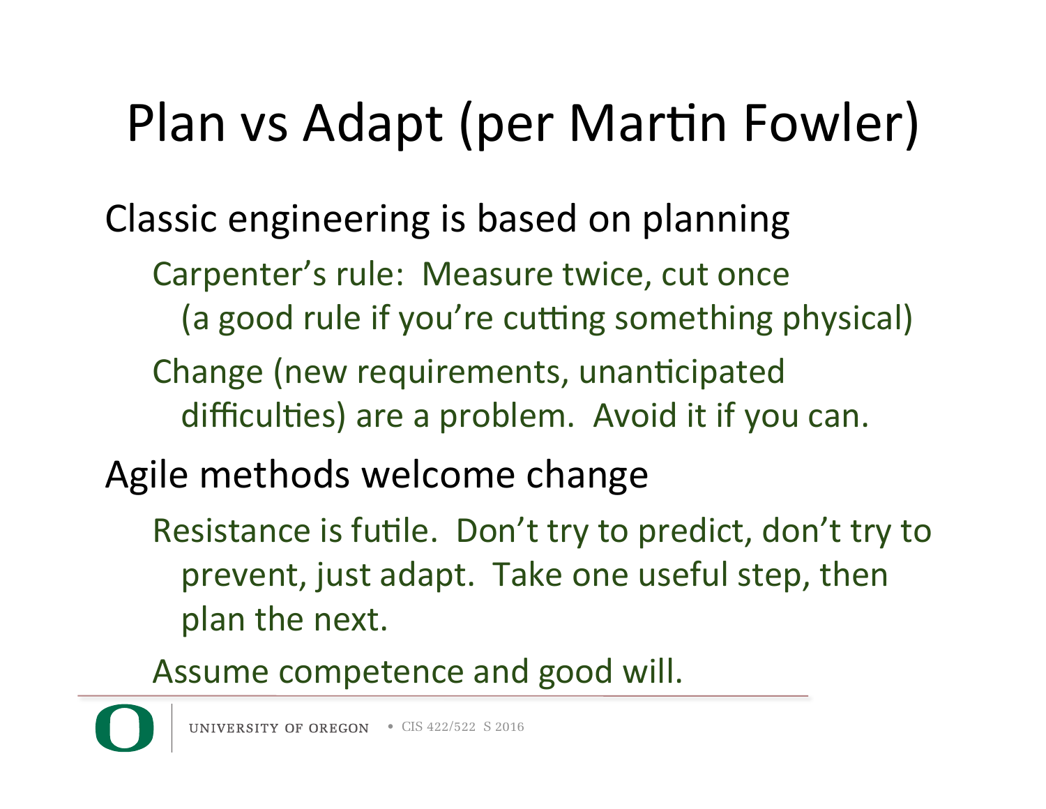# Plan vs Adapt (per Martin Fowler)

Classic engineering is based on planning

- Carpenter's rule: Measure twice, cut once
  (a good rule if you're cutting something physical)
- Change (new requirements, unanticipated difficulties) are a problem. Avoid it if you can.

Agile methods welcome change

- Resistance is futile. Don't try to predict, don't try to prevent, just adapt. Take one useful step, then plan the next.
- Assume competence and good will.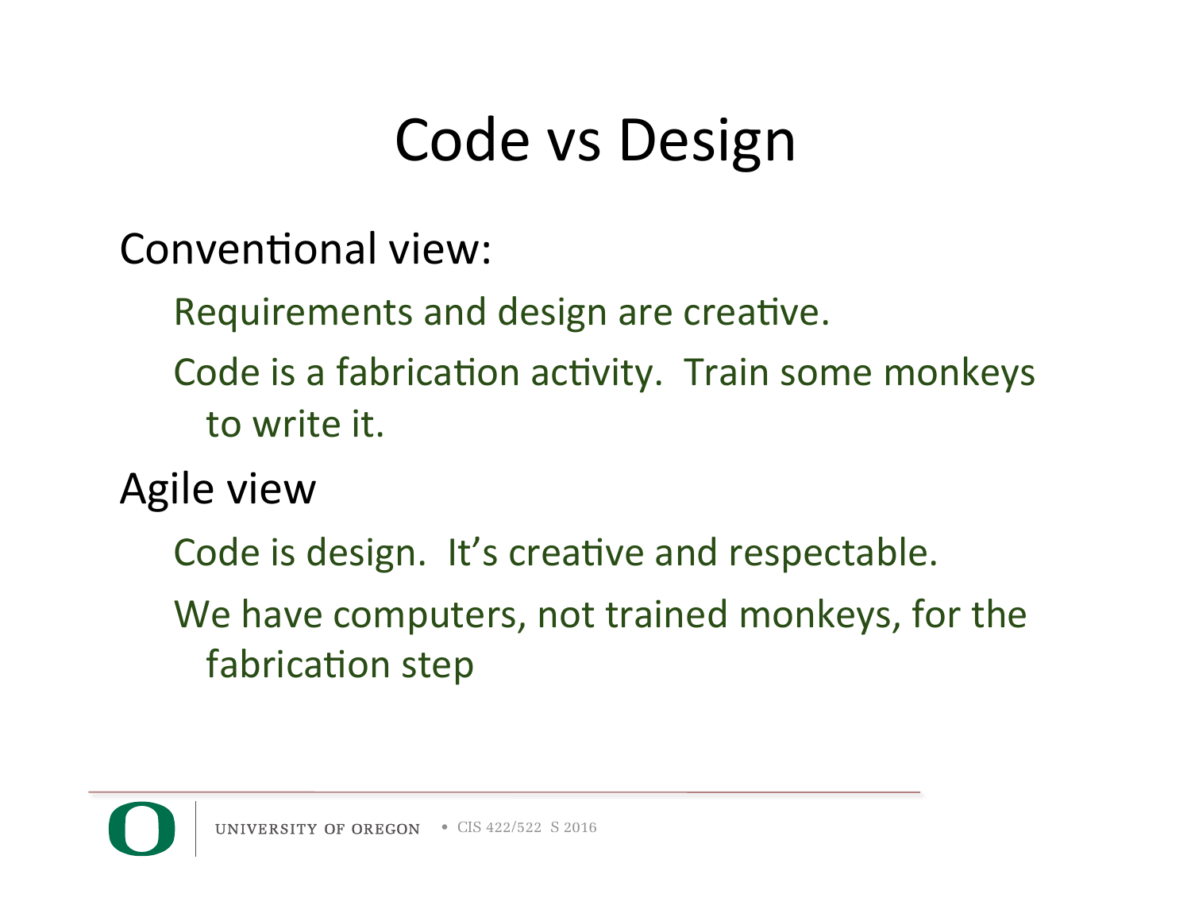# Code vs Design

Conventional view:

- Requirements and design are creative.
- Code is a fabrication activity. Train some monkeys to write it.

Agile view

- Code is design. It's creative and respectable.
- We have computers, not trained monkeys, for the fabrication step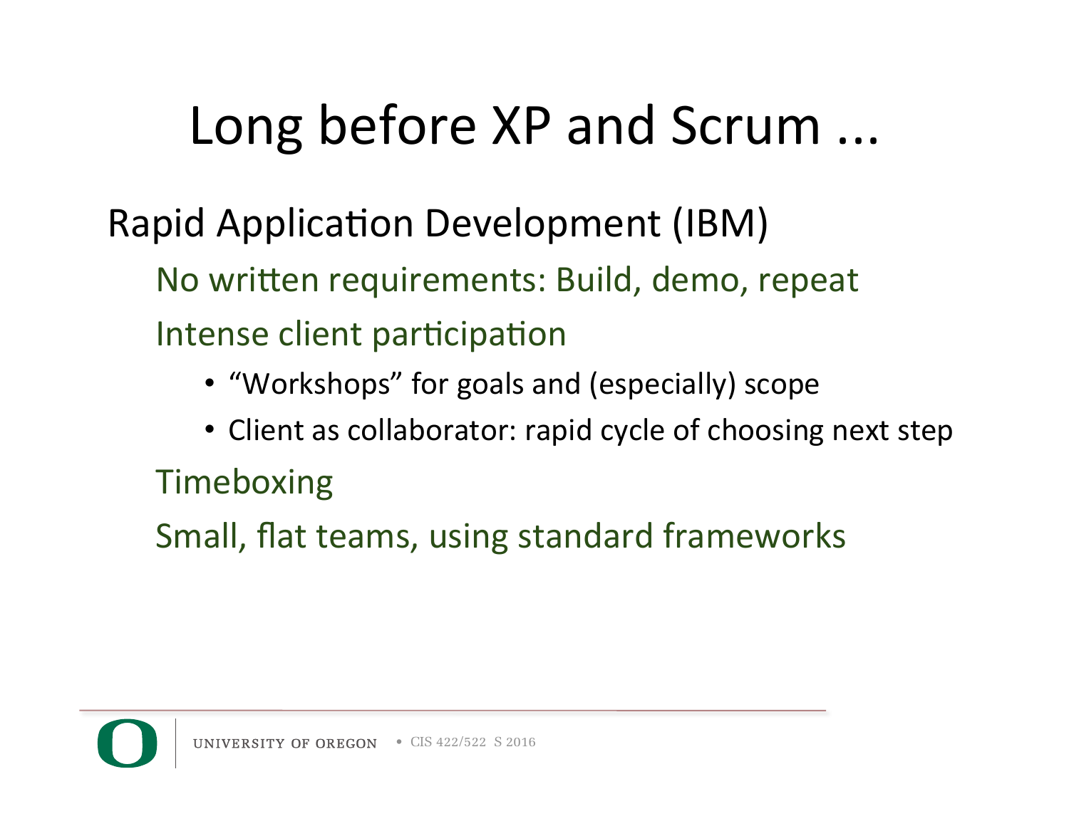# Long before XP and Scrum ...

Rapid Application Development (IBM)

- No written requirements: Build, demo, repeat
- Intense client participation
  - "Workshops" for goals and (especially) scope
  - Client as collaborator: rapid cycle of choosing next step
- Timeboxing
- Small, flat teams, using standard frameworks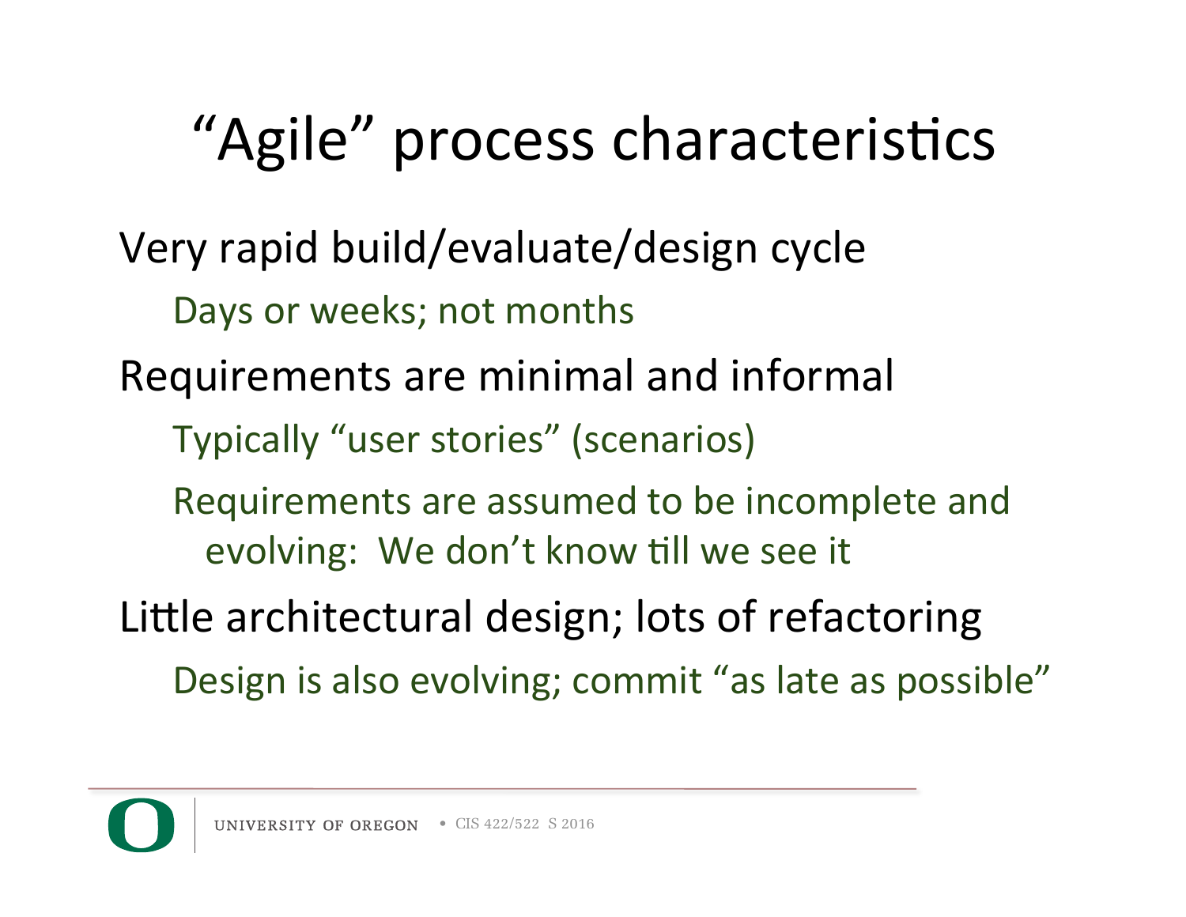# “Agile” process characteristics

Very rapid build/evaluate/design cycle

- Days or weeks; not months

Requirements are minimal and informal

- Typically “user stories” (scenarios)
- Requirements are assumed to be incomplete and evolving: We don’t know till we see it

Little architectural design; lots of refactoring

- Design is also evolving; commit “as late as possible”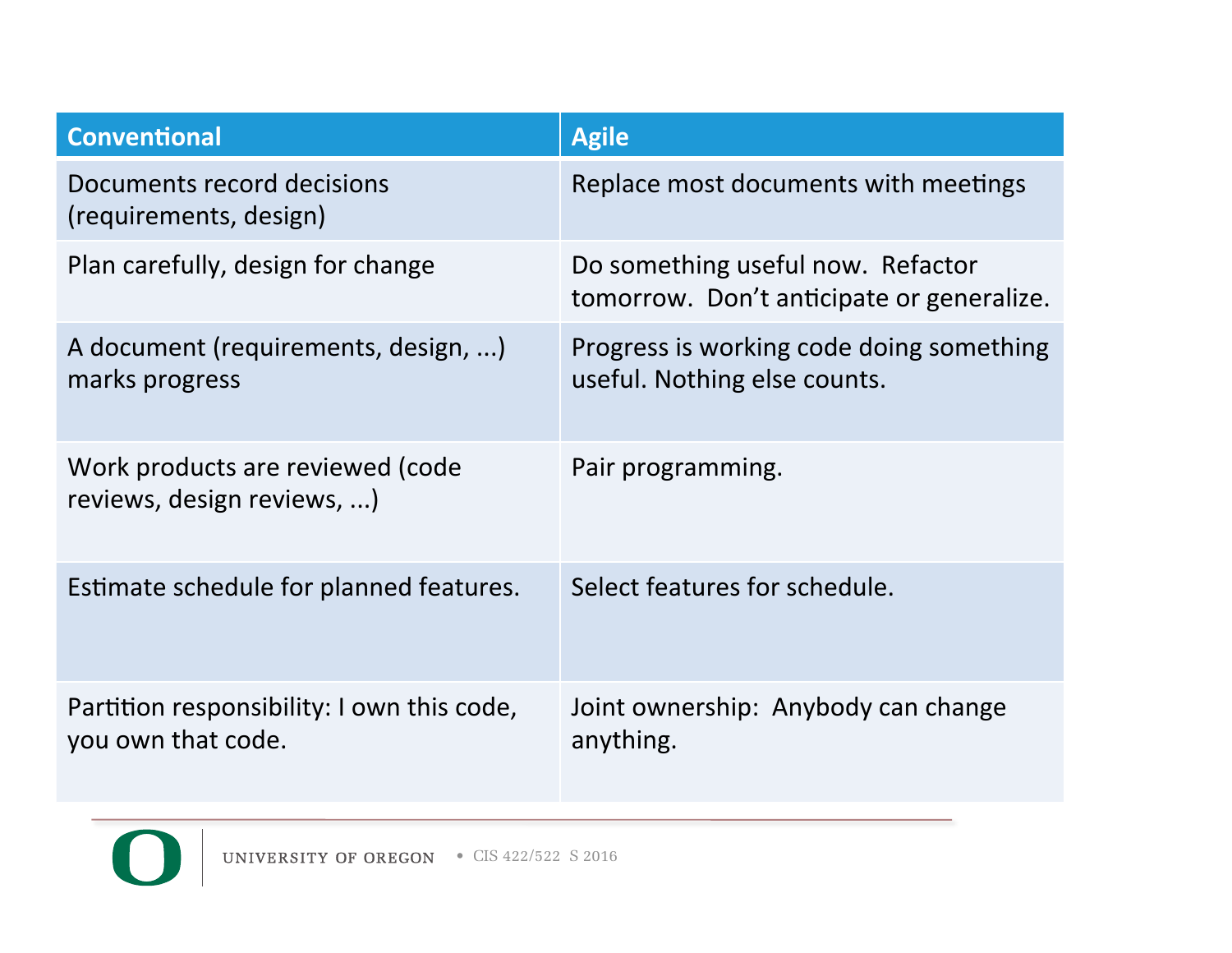| Conventional | Agile |
|---|---|
| Documents record decisions (requirements, design) | Replace most documents with meetings |
| Plan carefully, design for change | Do something useful now. Refactor tomorrow. Don't anticipate or generalize. |
| A document (requirements, design, ...) marks progress | Progress is working code doing something useful. Nothing else counts. |
| Work products are reviewed (code reviews, design reviews, ...) | Pair programming. |
| Estimate schedule for planned features. | Select features for schedule. |
| Partition responsibility: I own this code, you own that code. | Joint ownership: Anybody can change anything. |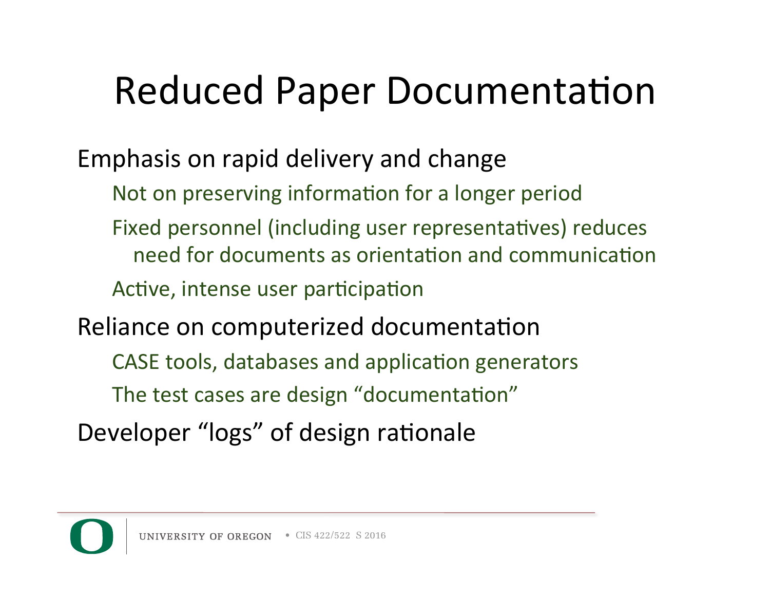# Reduced Paper Documentation

- Emphasis on rapid delivery and change
  - Not on preserving information for a longer period
  - Fixed personnel (including user representatives) reduces need for documents as orientation and communication
  - Active, intense user participation
- Reliance on computerized documentation
  - CASE tools, databases and application generators
  - The test cases are design “documentation”
- Developer “logs” of design rationale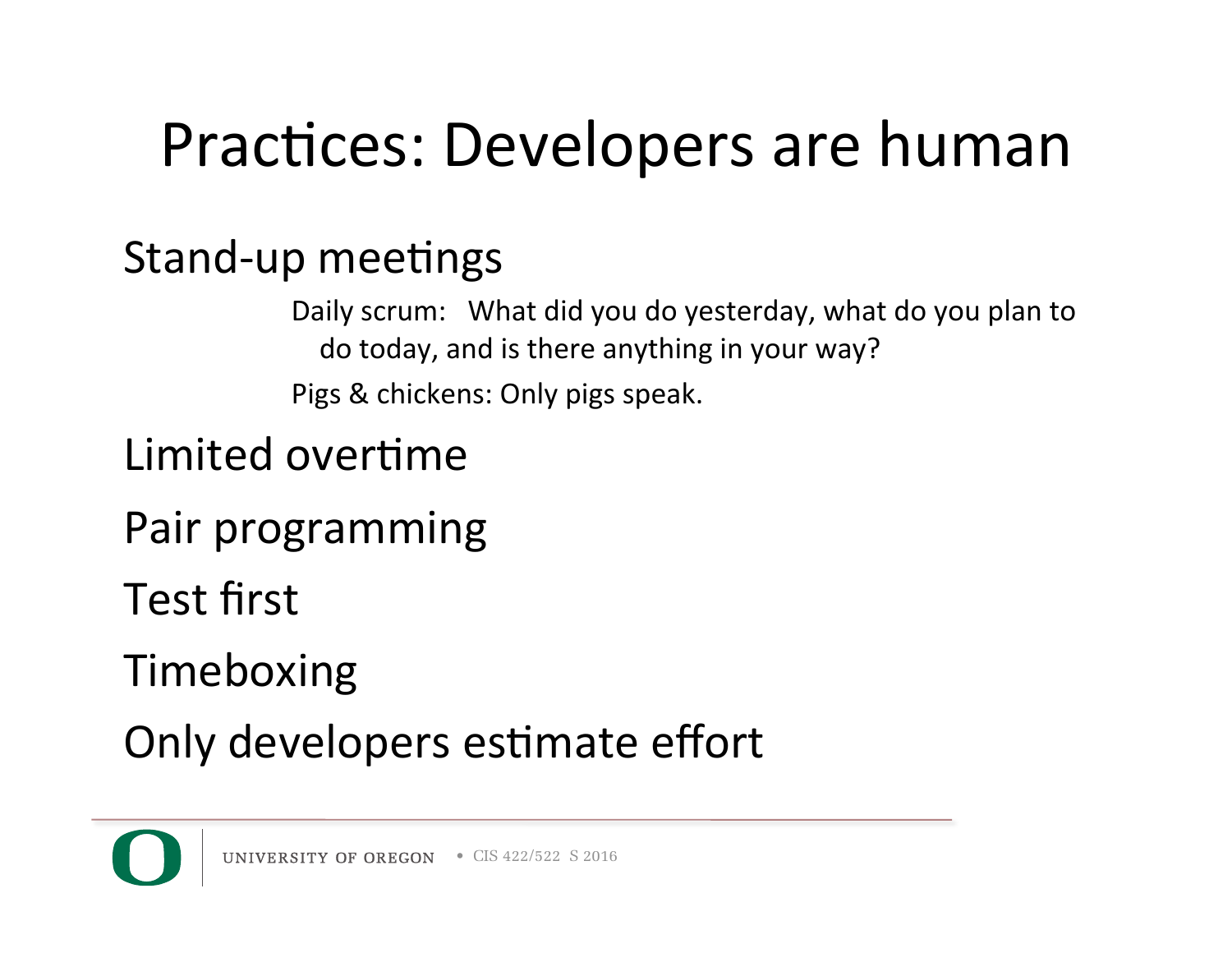# Practices: Developers are human

- Stand-up meetings
  - Daily scrum: What did you do yesterday, what do you plan to do today, and is there anything in your way?
  - Pigs & chickens: Only pigs speak.
- Limited overtime
- Pair programming
- Test first
- Timeboxing
- Only developers estimate effort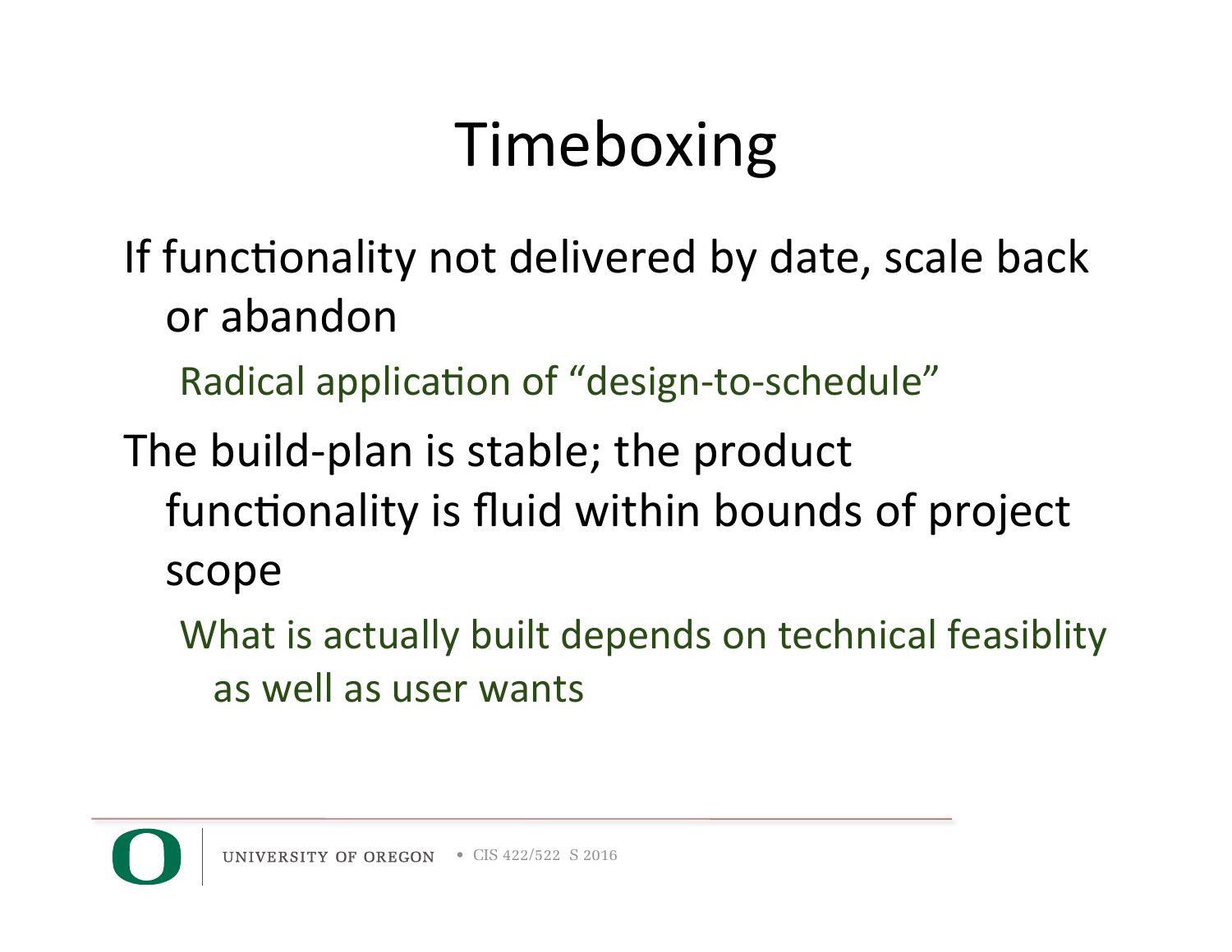# Timeboxing

- If functionality not delivered by date, scale back or abandon
  - Radical application of "design-to-schedule"
- The build-plan is stable; the product functionality is fluid within bounds of project scope
  - What is actually built depends on technical feasiblity as well as user wants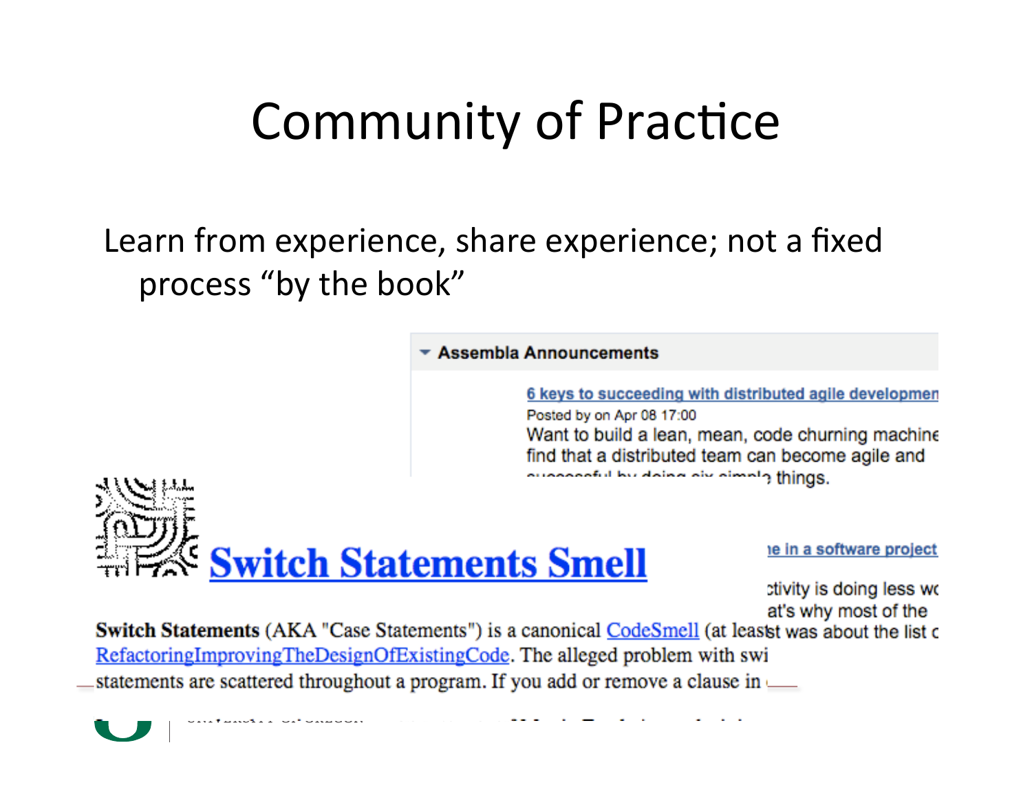# Community of Practice

Learn from experience, share experience; not a fixed process "by the book"

**Assembla Announcements**

6 keys to succeeding with distributed agile developmen

Posted by on Apr 08 17:00

Want to build a lean, mean, code churning machine find that a distributed team can become agile and successful by doing six simple things.

ne in a software project

ctivity is doing less wo

at's why most of the

st was about the list c

## Switch Statements Smell

**Switch Statements** (AKA "Case Statements") is a canonical CodeSmell (at least RefactoringImprovingTheDesignOfExistingCode. The alleged problem with swi statements are scattered throughout a program. If you add or remove a clause in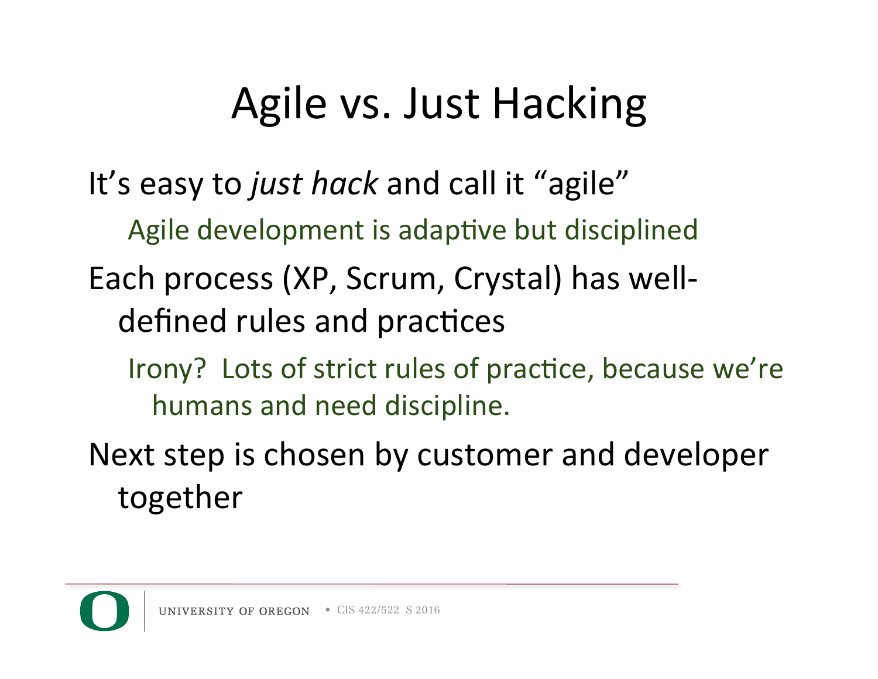# Agile vs. Just Hacking

It's easy to *just hack* and call it "agile"

- Agile development is adaptive but disciplined

Each process (XP, Scrum, Crystal) has well-defined rules and practices

- Irony? Lots of strict rules of practice, because we're humans and need discipline.

Next step is chosen by customer and developer together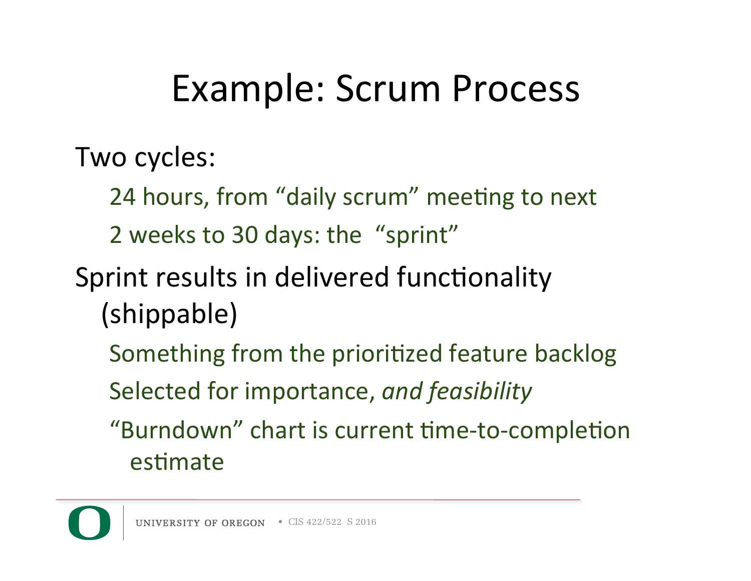# Example: Scrum Process

Two cycles:

- 24 hours, from "daily scrum" meeting to next
- 2 weeks to 30 days: the "sprint"

Sprint results in delivered functionality (shippable)

- Something from the prioritized feature backlog
- Selected for importance, *and feasibility*
- "Burndown" chart is current time-to-completion estimate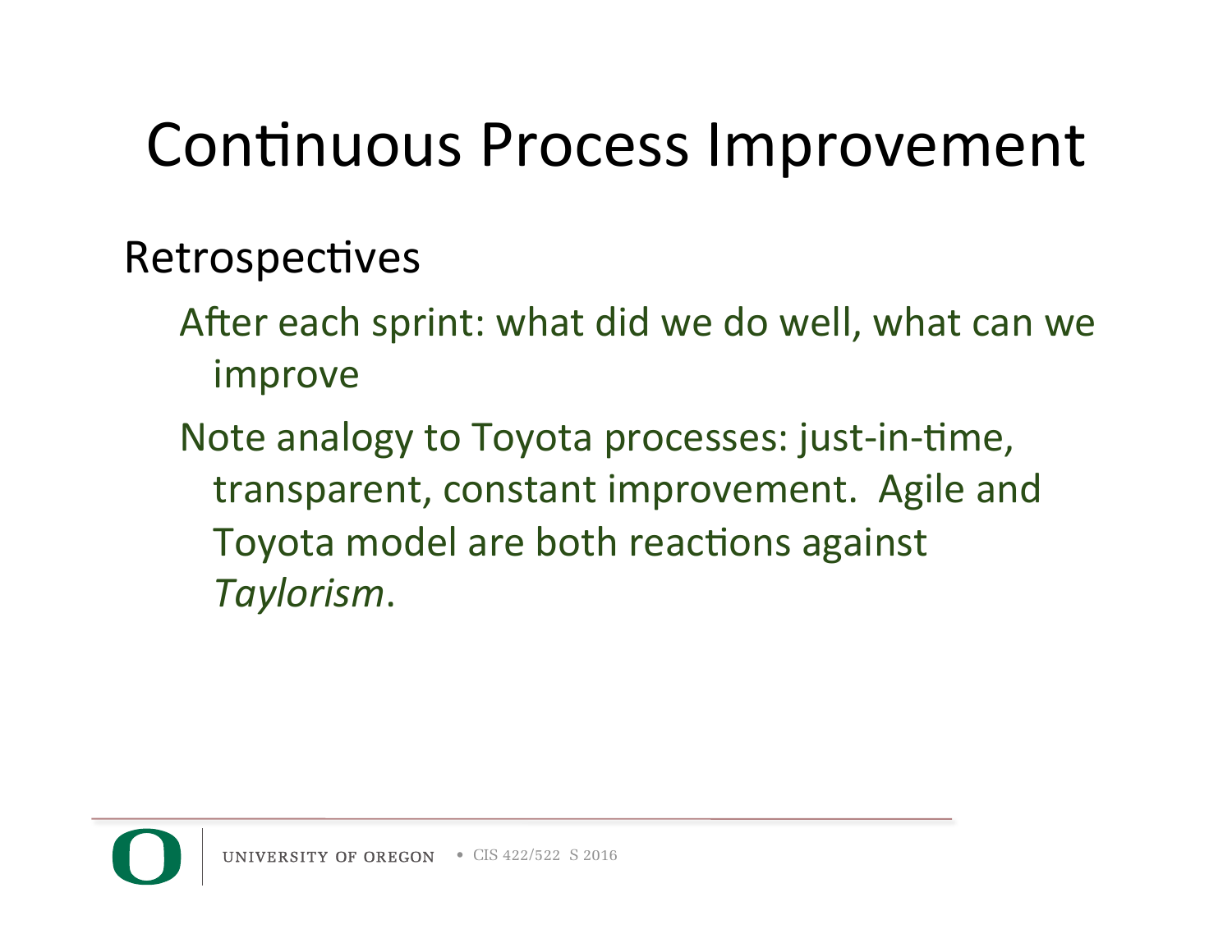# Continuous Process Improvement

Retrospectives

- After each sprint: what did we do well, what can we improve
- Note analogy to Toyota processes: just-in-time, transparent, constant improvement. Agile and Toyota model are both reactions against *Taylorism*.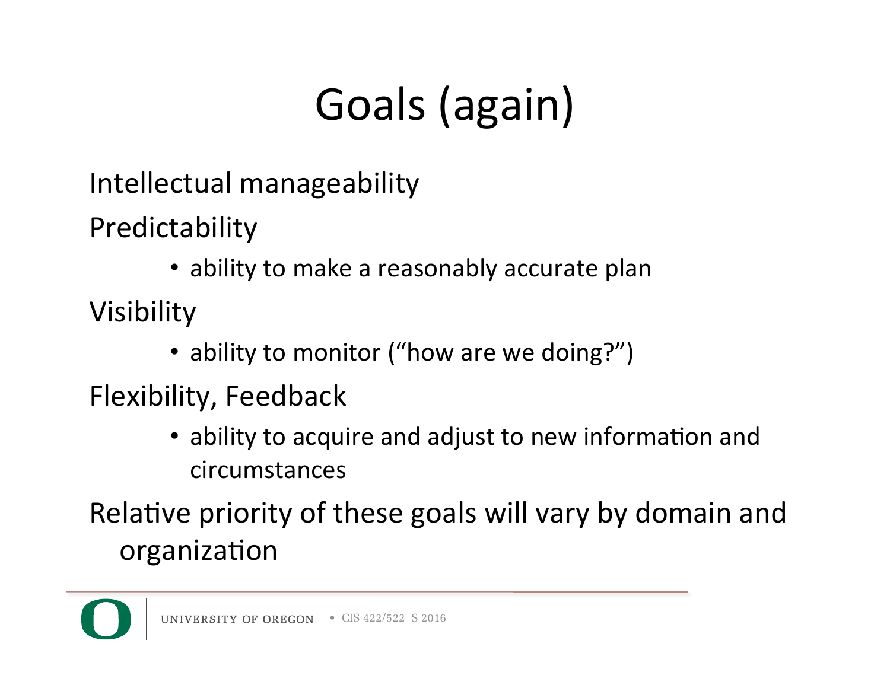# Goals (again)

Intellectual manageability

Predictability

- ability to make a reasonably accurate plan

Visibility

- ability to monitor ("how are we doing?")

Flexibility, Feedback

- ability to acquire and adjust to new information and circumstances

Relative priority of these goals will vary by domain and organization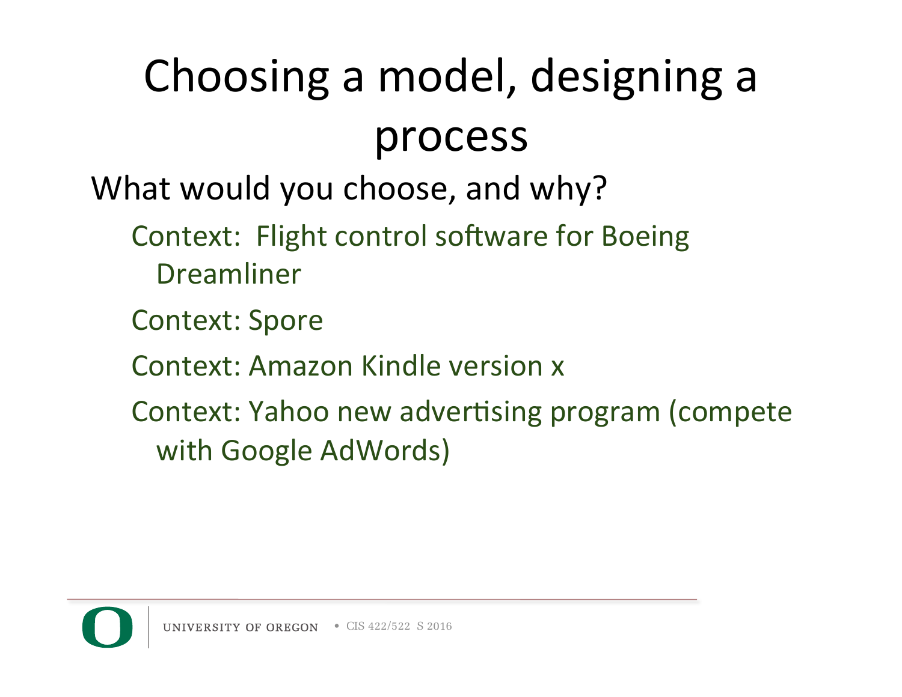# Choosing a model, designing a process

What would you choose, and why?

- Context: Flight control software for Boeing Dreamliner
- Context: Spore
- Context: Amazon Kindle version x
- Context: Yahoo new advertising program (compete with Google AdWords)